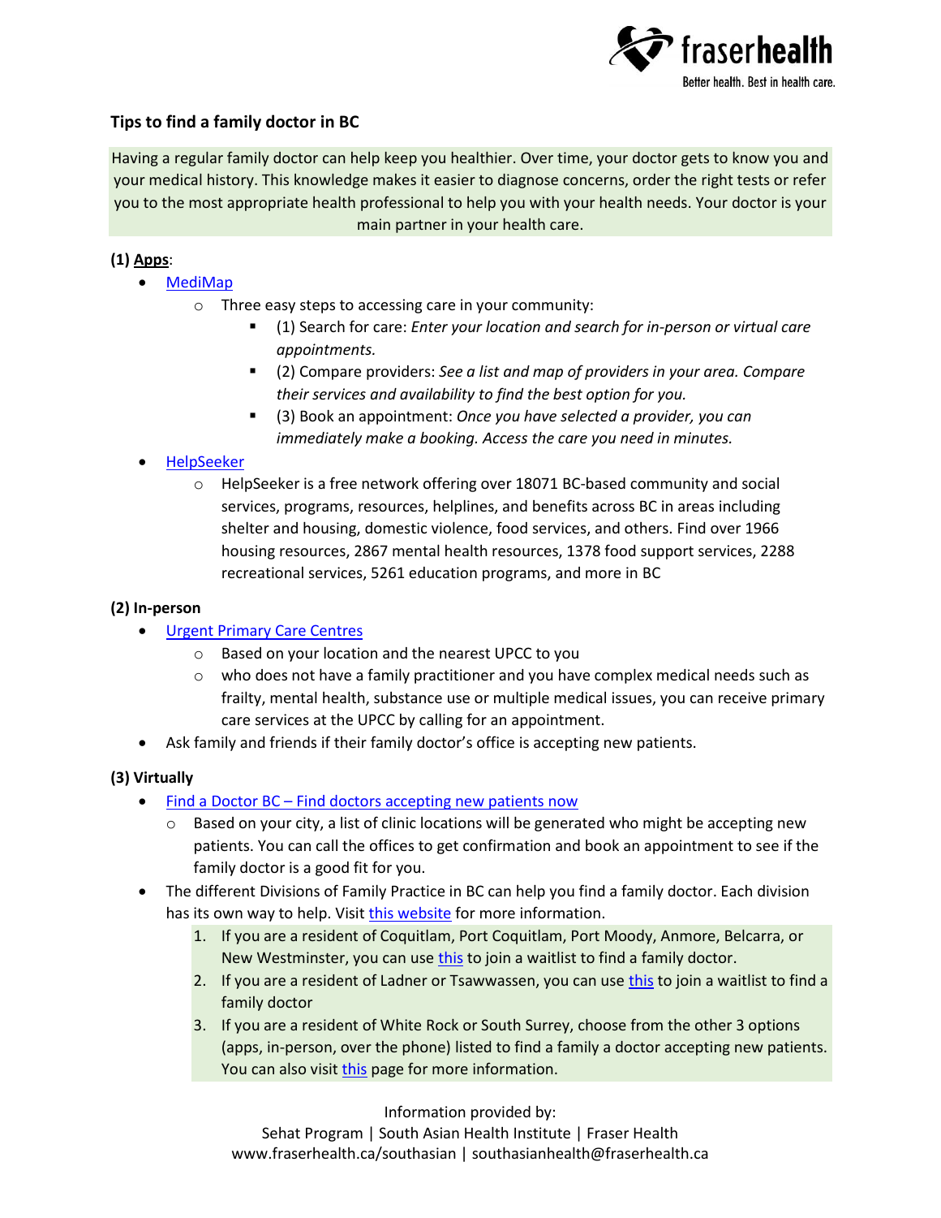fraserhealth
Better health. Best in health care.

## Tips to find a family doctor in BC

Having a regular family doctor can help keep you healthier. Over time, your doctor gets to know you and your medical history. This knowledge makes it easier to diagnose concerns, order the right tests or refer you to the most appropriate health professional to help you with your health needs. Your doctor is your main partner in your health care.

### (1) Apps:

- MediMap
  - Three easy steps to accessing care in your community:
    - (1) Search for care: *Enter your location and search for in-person or virtual care appointments.*
    - (2) Compare providers: *See a list and map of providers in your area. Compare their services and availability to find the best option for you.*
    - (3) Book an appointment: *Once you have selected a provider, you can immediately make a booking. Access the care you need in minutes.*
- HelpSeeker
  - HelpSeeker is a free network offering over 18071 BC-based community and social services, programs, resources, helplines, and benefits across BC in areas including shelter and housing, domestic violence, food services, and others. Find over 1966 housing resources, 2867 mental health resources, 1378 food support services, 2288 recreational services, 5261 education programs, and more in BC

### (2) In-person

- Urgent Primary Care Centres
  - Based on your location and the nearest UPCC to you
  - who does not have a family practitioner and you have complex medical needs such as frailty, mental health, substance use or multiple medical issues, you can receive primary care services at the UPCC by calling for an appointment.
- Ask family and friends if their family doctor's office is accepting new patients.

### (3) Virtually

- Find a Doctor BC – Find doctors accepting new patients now
  - Based on your city, a list of clinic locations will be generated who might be accepting new patients. You can call the offices to get confirmation and book an appointment to see if the family doctor is a good fit for you.
- The different Divisions of Family Practice in BC can help you find a family doctor. Each division has its own way to help. Visit this website for more information.
  1. If you are a resident of Coquitlam, Port Coquitlam, Port Moody, Anmore, Belcarra, or New Westminster, you can use this to join a waitlist to find a family doctor.
  2. If you are a resident of Ladner or Tsawwassen, you can use this to join a waitlist to find a family doctor
  3. If you are a resident of White Rock or South Surrey, choose from the other 3 options (apps, in-person, over the phone) listed to find a family a doctor accepting new patients. You can also visit this page for more information.

Information provided by:
Sehat Program | South Asian Health Institute | Fraser Health
www.fraserhealth.ca/southasian | southasianhealth@fraserhealth.ca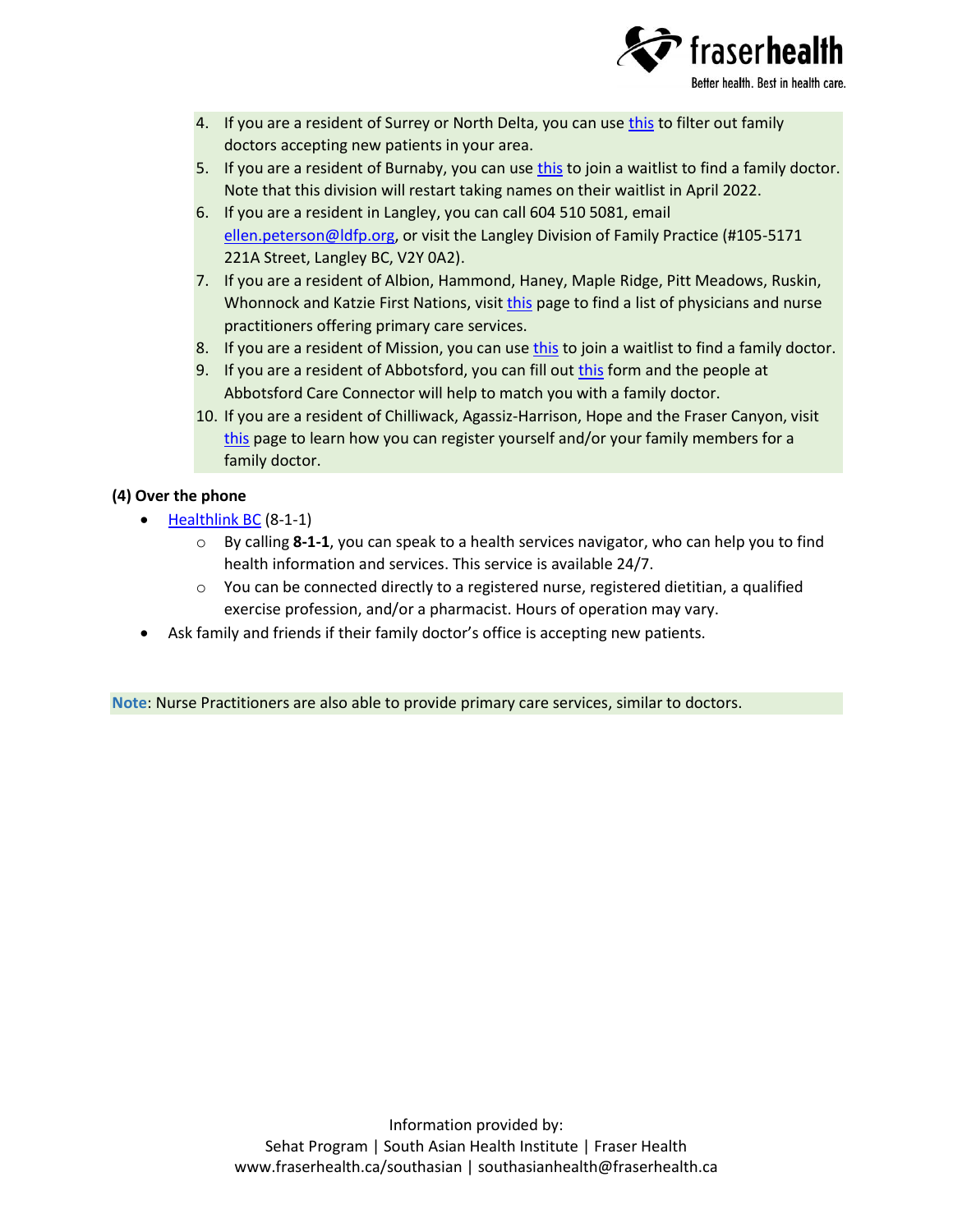4. If you are a resident of Surrey or North Delta, you can use this to filter out family doctors accepting new patients in your area.
5. If you are a resident of Burnaby, you can use this to join a waitlist to find a family doctor. Note that this division will restart taking names on their waitlist in April 2022.
6. If you are a resident in Langley, you can call 604 510 5081, email ellen.peterson@ldfp.org, or visit the Langley Division of Family Practice (#105-5171 221A Street, Langley BC, V2Y 0A2).
7. If you are a resident of Albion, Hammond, Haney, Maple Ridge, Pitt Meadows, Ruskin, Whonnock and Katzie First Nations, visit this page to find a list of physicians and nurse practitioners offering primary care services.
8. If you are a resident of Mission, you can use this to join a waitlist to find a family doctor.
9. If you are a resident of Abbotsford, you can fill out this form and the people at Abbotsford Care Connector will help to match you with a family doctor.
10. If you are a resident of Chilliwack, Agassiz-Harrison, Hope and the Fraser Canyon, visit this page to learn how you can register yourself and/or your family members for a family doctor.

**(4) Over the phone**

- Healthlink BC (8-1-1)
  - By calling **8-1-1**, you can speak to a health services navigator, who can help you to find health information and services. This service is available 24/7.
  - You can be connected directly to a registered nurse, registered dietitian, a qualified exercise profession, and/or a pharmacist. Hours of operation may vary.
- Ask family and friends if their family doctor's office is accepting new patients.

**Note**: Nurse Practitioners are also able to provide primary care services, similar to doctors.

Information provided by:
Sehat Program | South Asian Health Institute | Fraser Health
www.fraserhealth.ca/southasian | southasianhealth@fraserhealth.ca